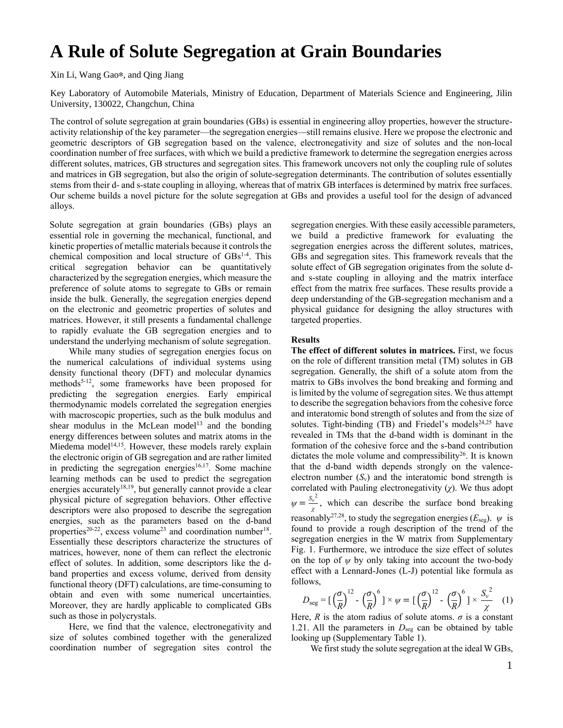# A Rule of Solute Segregation at Grain Boundaries

Xin Li, Wang Gao*, and Qing Jiang

Key Laboratory of Automobile Materials, Ministry of Education, Department of Materials Science and Engineering, Jilin University, 130022, Changchun, China

The control of solute segregation at grain boundaries (GBs) is essential in engineering alloy properties, however the structure-activity relationship of the key parameter—the segregation energies—still remains elusive. Here we propose the electronic and geometric descriptors of GB segregation based on the valence, electronegativity and size of solutes and the non-local coordination number of free surfaces, with which we build a predictive framework to determine the segregation energies across different solutes, matrices, GB structures and segregation sites. This framework uncovers not only the coupling rule of solutes and matrices in GB segregation, but also the origin of solute-segregation determinants. The contribution of solutes essentially stems from their d- and s-state coupling in alloying, whereas that of matrix GB interfaces is determined by matrix free surfaces. Our scheme builds a novel picture for the solute segregation at GBs and provides a useful tool for the design of advanced alloys.

Solute segregation at grain boundaries (GBs) plays an essential role in governing the mechanical, functional, and kinetic properties of metallic materials because it controls the chemical composition and local structure of GBs[1-4]. This critical segregation behavior can be quantitatively characterized by the segregation energies, which measure the preference of solute atoms to segregate to GBs or remain inside the bulk. Generally, the segregation energies depend on the electronic and geometric properties of solutes and matrices. However, it still presents a fundamental challenge to rapidly evaluate the GB segregation energies and to understand the underlying mechanism of solute segregation.

While many studies of segregation energies focus on the numerical calculations of individual systems using density functional theory (DFT) and molecular dynamics methods[5-12], some frameworks have been proposed for predicting the segregation energies. Early empirical thermodynamic models correlated the segregation energies with macroscopic properties, such as the bulk modulus and shear modulus in the McLean model[13] and the bonding energy differences between solutes and matrix atoms in the Miedema model[14,15]. However, these models rarely explain the electronic origin of GB segregation and are rather limited in predicting the segregation energies[16,17]. Some machine learning methods can be used to predict the segregation energies accurately[18,19], but generally cannot provide a clear physical picture of segregation behaviors. Other effective descriptors were also proposed to describe the segregation energies, such as the parameters based on the d-band properties[20-22], excess volume[23] and coordination number[18]. Essentially these descriptors characterize the structures of matrices, however, none of them can reflect the electronic effect of solutes. In addition, some descriptors like the d-band properties and excess volume, derived from density functional theory (DFT) calculations, are time-consuming to obtain and even with some numerical uncertainties. Moreover, they are hardly applicable to complicated GBs such as those in polycrystals.

Here, we find that the valence, electronegativity and size of solutes combined together with the generalized coordination number of segregation sites control the segregation energies. With these easily accessible parameters, we build a predictive framework for evaluating the segregation energies across the different solutes, matrices, GBs and segregation sites. This framework reveals that the solute effect of GB segregation originates from the solute d- and s-state coupling in alloying and the matrix interface effect from the matrix free surfaces. These results provide a deep understanding of the GB-segregation mechanism and a physical guidance for designing the alloy structures with targeted properties.

## Results

**The effect of different solutes in matrices.** First, we focus on the role of different transition metal (TM) solutes in GB segregation. Generally, the shift of a solute atom from the matrix to GBs involves the bond breaking and forming and is limited by the volume of segregation sites. We thus attempt to describe the segregation behaviors from the cohesive force and interatomic bond strength of solutes and from the size of solutes. Tight-binding (TB) and Friedel's models[24,25] have revealed in TMs that the d-band width is dominant in the formation of the cohesive force and the s-band contribution dictates the mole volume and compressibility[26]. It is known that the d-band width depends strongly on the valence-electron number ($S_v$) and the interatomic bond strength is correlated with Pauling electronegativity ($\chi$). We thus adopt $\psi = \frac{S_v^2}{\chi}$, which can describe the surface bond breaking reasonably[27,28], to study the segregation energies ($E_{\text{seg}}$). $\psi$ is found to provide a rough description of the trend of the segregation energies in the W matrix from Supplementary Fig. 1. Furthermore, we introduce the size effect of solutes on the top of $\psi$ by only taking into account the two-body effect with a Lennard-Jones (L-J) potential like formula as follows,

$$D_{\text{seg}} = [\left(\frac{\sigma}{R}\right)^{12} - \left(\frac{\sigma}{R}\right)^{6}] \times \psi = [\left(\frac{\sigma}{R}\right)^{12} - \left(\frac{\sigma}{R}\right)^{6}] \times \frac{S_v^2}{\chi} \quad (1)$$

Here, $R$ is the atom radius of solute atoms. $\sigma$ is a constant 1.21. All the parameters in $D_{\text{seg}}$ can be obtained by table looking up (Supplementary Table 1).

We first study the solute segregation at the ideal W GBs,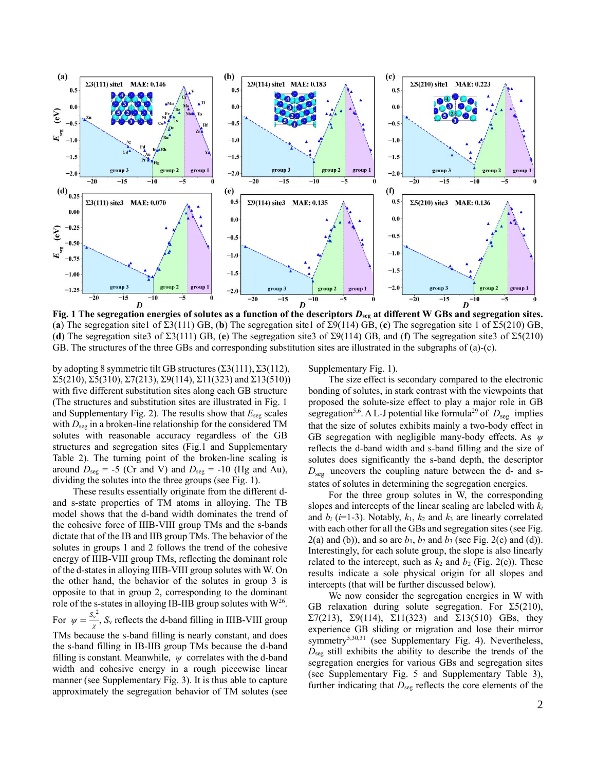**Fig. 1 The segregation energies of solutes as a function of the descriptors $D_{seg}$ at different W GBs and segregation sites.** (**a**) The segregation site1 of Σ3(111) GB, (**b**) The segregation site1 of Σ9(114) GB, (**c**) The segregation site 1 of Σ5(210) GB, (**d**) The segregation site3 of Σ3(111) GB, (**e**) The segregation site3 of Σ9(114) GB, and (**f**) The segregation site3 of Σ5(210) GB. The structures of the three GBs and corresponding substitution sites are illustrated in the subgraphs of (a)-(c).

by adopting 8 symmetric tilt GB structures (Σ3(111), Σ3(112), Σ5(210), Σ5(310), Σ7(213), Σ9(114), Σ11(323) and Σ13(510)) with five different substitution sites along each GB structure (The structures and substitution sites are illustrated in Fig. 1 and Supplementary Fig. 2). The results show that $E_{seg}$ scales with $D_{seg}$ in a broken-line relationship for the considered TM solutes with reasonable accuracy regardless of the GB structures and segregation sites (Fig.1 and Supplementary Table 2). The turning point of the broken-line scaling is around $D_{seg}$ = -5 (Cr and V) and $D_{seg}$ = -10 (Hg and Au), dividing the solutes into the three groups (see Fig. 1).

These results essentially originate from the different d- and s-state properties of TM atoms in alloying. The TB model shows that the d-band width dominates the trend of the cohesive force of IIIB-VIII group TMs and the s-bands dictate that of the IB and IIB group TMs. The behavior of the solutes in groups 1 and 2 follows the trend of the cohesive energy of IIIB-VIII group TMs, reflecting the dominant role of the d-states in alloying IIIB-VIII group solutes with W. On the other hand, the behavior of the solutes in group 3 is opposite to that in group 2, corresponding to the dominant role of the s-states in alloying IB-IIB group solutes with W[26]. For $\psi = \frac{S_v^2}{\chi}$, $S_v$ reflects the d-band filling in IIIB-VIII group TMs because the s-band filling is nearly constant, and does the s-band filling in IB-IIB group TMs because the d-band filling is constant. Meanwhile, $\psi$ correlates with the d-band width and cohesive energy in a rough piecewise linear manner (see Supplementary Fig. 3). It is thus able to capture approximately the segregation behavior of TM solutes (see Supplementary Fig. 1).

The size effect is secondary compared to the electronic bonding of solutes, in stark contrast with the viewpoints that proposed the solute-size effect to play a major role in GB segregation[5,6]. A L-J potential like formula[29] of $D_{seg}$ implies that the size of solutes exhibits mainly a two-body effect in GB segregation with negligible many-body effects. As $\psi$ reflects the d-band width and s-band filling and the size of solutes does significantly the s-band depth, the descriptor $D_{seg}$ uncovers the coupling nature between the d- and s-states of solutes in determining the segregation energies.

For the three group solutes in W, the corresponding slopes and intercepts of the linear scaling are labeled with $k_i$ and $b_i$ ($i$=1-3). Notably, $k_1$, $k_2$ and $k_3$ are linearly correlated with each other for all the GBs and segregation sites (see Fig. 2(a) and (b)), and so are $b_1$, $b_2$ and $b_3$ (see Fig. 2(c) and (d)). Interestingly, for each solute group, the slope is also linearly related to the intercept, such as $k_2$ and $b_2$ (Fig. 2(e)). These results indicate a sole physical origin for all slopes and intercepts (that will be further discussed below).

We now consider the segregation energies in W with GB relaxation during solute segregation. For Σ5(210), Σ7(213), Σ9(114), Σ11(323) and Σ13(510) GBs, they experience GB sliding or migration and lose their mirror symmetry[5,30,31] (see Supplementary Fig. 4). Nevertheless, $D_{seg}$ still exhibits the ability to describe the trends of the segregation energies for various GBs and segregation sites (see Supplementary Fig. 5 and Supplementary Table 3), further indicating that $D_{seg}$ reflects the core elements of the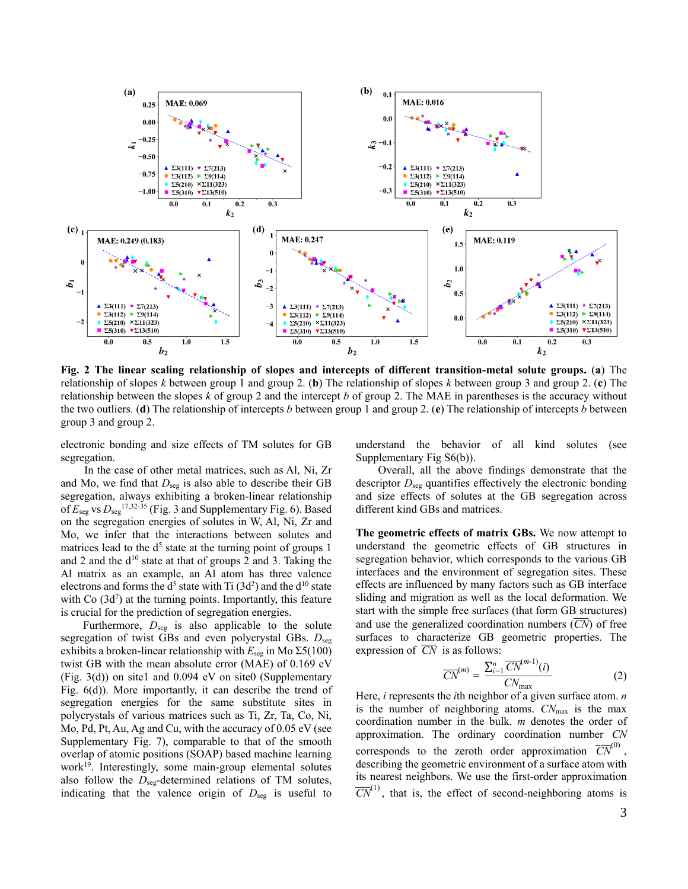**Fig. 2 The linear scaling relationship of slopes and intercepts of different transition-metal solute groups.** (**a**) The relationship of slopes $k$ between group 1 and group 2. (**b**) The relationship of slopes $k$ between group 3 and group 2. (**c**) The relationship between the slopes $k$ of group 2 and the intercept $b$ of group 2. The MAE in parentheses is the accuracy without the two outliers. (**d**) The relationship of intercepts $b$ between group 1 and group 2. (**e**) The relationship of intercepts $b$ between group 3 and group 2.

electronic bonding and size effects of TM solutes for GB segregation.

In the case of other metal matrices, such as Al, Ni, Zr and Mo, we find that $D_{seg}$ is also able to describe their GB segregation, always exhibiting a broken-linear relationship of $E_{seg}$ vs $D_{seg}$[17,32-35] (Fig. 3 and Supplementary Fig. 6). Based on the segregation energies of solutes in W, Al, Ni, Zr and Mo, we infer that the interactions between solutes and matrices lead to the $d^5$ state at the turning point of groups 1 and 2 and the $d^{10}$ state at that of groups 2 and 3. Taking the Al matrix as an example, an Al atom has three valence electrons and forms the $d^5$ state with Ti ($3d^2$) and the $d^{10}$ state with Co ($3d^7$) at the turning points. Importantly, this feature is crucial for the prediction of segregation energies.

Furthermore, $D_{seg}$ is also applicable to the solute segregation of twist GBs and even polycrystal GBs. $D_{seg}$ exhibits a broken-linear relationship with $E_{seg}$ in Mo Σ5(100) twist GB with the mean absolute error (MAE) of 0.169 eV (Fig. 3(d)) on site1 and 0.094 eV on site0 (Supplementary Fig. 6(d)). More importantly, it can describe the trend of segregation energies for the same substitute sites in polycrystals of various matrices such as Ti, Zr, Ta, Co, Ni, Mo, Pd, Pt, Au, Ag and Cu, with the accuracy of 0.05 eV (see Supplementary Fig. 7), comparable to that of the smooth overlap of atomic positions (SOAP) based machine learning work[19]. Interestingly, some main-group elemental solutes also follow the $D_{seg}$-determined relations of TM solutes, indicating that the valence origin of $D_{seg}$ is useful to understand the behavior of all kind solutes (see Supplementary Fig S6(b)).

Overall, all the above findings demonstrate that the descriptor $D_{seg}$ quantifies effectively the electronic bonding and size effects of solutes at the GB segregation across different kind GBs and matrices.

**The geometric effects of matrix GBs.** We now attempt to understand the geometric effects of GB structures in segregation behavior, which corresponds to the various GB interfaces and the environment of segregation sites. These effects are influenced by many factors such as GB interface sliding and migration as well as the local deformation. We start with the simple free surfaces (that form GB structures) and use the generalized coordination numbers ($\overline{CN}$) of free surfaces to characterize GB geometric properties. The expression of $\overline{CN}$ is as follows:

$$\overline{CN}^{(m)} = \frac{\sum_{i=1}^{n} \overline{CN}^{(m-1)}(i)}{CN_{\max}} \tag{2}$$

Here, $i$ represents the $i$th neighbor of a given surface atom. $n$ is the number of neighboring atoms. $CN_{\max}$ is the max coordination number in the bulk. $m$ denotes the order of approximation. The ordinary coordination number $CN$ corresponds to the zeroth order approximation $\overline{CN}^{(0)}$, describing the geometric environment of a surface atom with its nearest neighbors. We use the first-order approximation $\overline{CN}^{(1)}$, that is, the effect of second-neighboring atoms is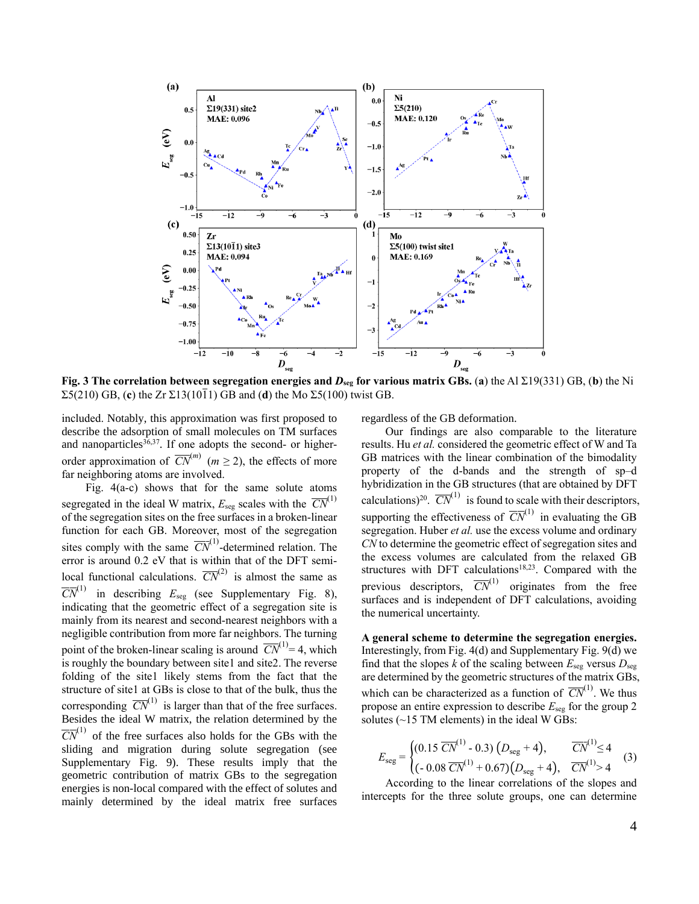**Fig. 3 The correlation between segregation energies and $D_{seg}$ for various matrix GBs.** (**a**) the Al Σ19(331) GB, (**b**) the Ni Σ5(210) GB, (**c**) the Zr Σ13(10$\bar{1}$1) GB and (**d**) the Mo Σ5(100) twist GB.

included. Notably, this approximation was first proposed to describe the adsorption of small molecules on TM surfaces and nanoparticles[36,37]. If one adopts the second- or higher-order approximation of $\overline{CN}^{(m)}$ ($m \geq 2$), the effects of more far neighboring atoms are involved.

Fig. 4(a-c) shows that for the same solute atoms segregated in the ideal W matrix, $E_{seg}$ scales with the $\overline{CN}^{(1)}$ of the segregation sites on the free surfaces in a broken-linear function for each GB. Moreover, most of the segregation sites comply with the same $\overline{CN}^{(1)}$-determined relation. The error is around 0.2 eV that is within that of the DFT semi-local functional calculations. $\overline{CN}^{(2)}$ is almost the same as $\overline{CN}^{(1)}$ in describing $E_{seg}$ (see Supplementary Fig. 8), indicating that the geometric effect of a segregation site is mainly from its nearest and second-nearest neighbors with a negligible contribution from more far neighbors. The turning point of the broken-linear scaling is around $\overline{CN}^{(1)} = 4$, which is roughly the boundary between site1 and site2. The reverse folding of the site1 likely stems from the fact that the structure of site1 at GBs is close to that of the bulk, thus the corresponding $\overline{CN}^{(1)}$ is larger than that of the free surfaces. Besides the ideal W matrix, the relation determined by the $\overline{CN}^{(1)}$ of the free surfaces also holds for the GBs with the sliding and migration during solute segregation (see Supplementary Fig. 9). These results imply that the geometric contribution of matrix GBs to the segregation energies is non-local compared with the effect of solutes and mainly determined by the ideal matrix free surfaces regardless of the GB deformation.

Our findings are also comparable to the literature results. Hu *et al.* considered the geometric effect of W and Ta GB matrices with the linear combination of the bimodality property of the d-bands and the strength of sp–d hybridization in the GB structures (that are obtained by DFT calculations)[20]. $\overline{CN}^{(1)}$ is found to scale with their descriptors, supporting the effectiveness of $\overline{CN}^{(1)}$ in evaluating the GB segregation. Huber *et al.* use the excess volume and ordinary *CN* to determine the geometric effect of segregation sites and the excess volumes are calculated from the relaxed GB structures with DFT calculations[18,23]. Compared with the previous descriptors, $\overline{CN}^{(1)}$ originates from the free surfaces and is independent of DFT calculations, avoiding the numerical uncertainty.

**A general scheme to determine the segregation energies.** Interestingly, from Fig. 4(d) and Supplementary Fig. 9(d) we find that the slopes $k$ of the scaling between $E_{seg}$ versus $D_{seg}$ are determined by the geometric structures of the matrix GBs, which can be characterized as a function of $\overline{CN}^{(1)}$. We thus propose an entire expression to describe $E_{seg}$ for the group 2 solutes (~15 TM elements) in the ideal W GBs:

$$E_{seg} = \begin{cases} (0.15\,\overline{CN}^{(1)} - 0.3)\,(D_{seg} + 4), & \overline{CN}^{(1)} \leq 4 \\ (-0.08\,\overline{CN}^{(1)} + 0.67)(D_{seg} + 4), & \overline{CN}^{(1)} > 4 \end{cases} \quad (3)$$

According to the linear correlations of the slopes and intercepts for the three solute groups, one can determine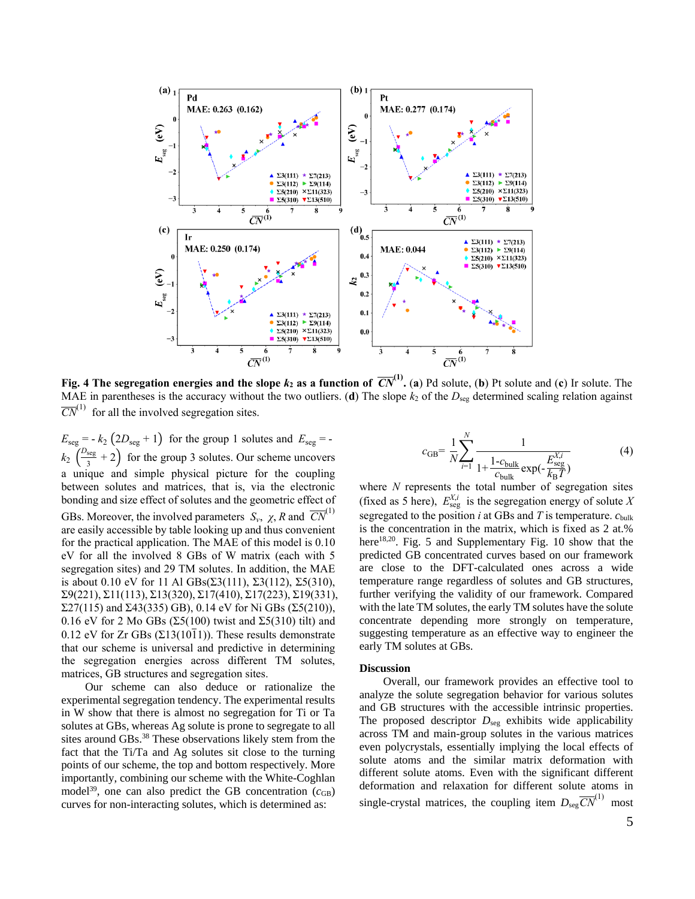**Fig. 4 The segregation energies and the slope $k_2$ as a function of $\overline{CN}^{(1)}$.** (**a**) Pd solute, (**b**) Pt solute and (**c**) Ir solute. The MAE in parentheses is the accuracy without the two outliers. (**d**) The slope $k_2$ of the $D_{seg}$ determined scaling relation against $\overline{CN}^{(1)}$ for all the involved segregation sites.

$E_{seg} = -k_2\left(2D_{seg}+1\right)$ for the group 1 solutes and $E_{seg} = -k_2\left(\frac{D_{seg}}{3}+2\right)$ for the group 3 solutes. Our scheme uncovers a unique and simple physical picture for the coupling between solutes and matrices, that is, via the electronic bonding and size effect of solutes and the geometric effect of GBs. Moreover, the involved parameters $S_v$, $\chi$, $R$ and $\overline{CN}^{(1)}$ are easily accessible by table looking up and thus convenient for the practical application. The MAE of this model is 0.10 eV for all the involved 8 GBs of W matrix (each with 5 segregation sites) and 29 TM solutes. In addition, the MAE is about 0.10 eV for 11 Al GBs(Σ3(111), Σ3(112), Σ5(310), Σ9(221), Σ11(113), Σ13(320), Σ17(410), Σ17(223), Σ19(331), Σ27(115) and Σ43(335) GB), 0.14 eV for Ni GBs (Σ5(210)), 0.16 eV for 2 Mo GBs (Σ5(100) twist and Σ5(310) tilt) and 0.12 eV for Zr GBs (Σ13(10$\bar{1}$1)). These results demonstrate that our scheme is universal and predictive in determining the segregation energies across different TM solutes, matrices, GB structures and segregation sites.

Our scheme can also deduce or rationalize the experimental segregation tendency. The experimental results in W show that there is almost no segregation for Ti or Ta solutes at GBs, whereas Ag solute is prone to segregate to all sites around GBs.[38] These observations likely stem from the fact that the Ti/Ta and Ag solutes sit close to the turning points of our scheme, the top and bottom respectively. More importantly, combining our scheme with the White-Coghlan model[39], one can also predict the GB concentration ($c_{GB}$) curves for non-interacting solutes, which is determined as:

$$c_{GB}=\frac{1}{N}\sum_{i=1}^{N}\frac{1}{1+\frac{1-c_{bulk}}{c_{bulk}}\exp\left(-\frac{E_{seg}^{X,i}}{k_B T}\right)} \tag{4}$$

where $N$ represents the total number of segregation sites (fixed as 5 here), $E_{seg}^{X,i}$ is the segregation energy of solute $X$ segregated to the position $i$ at GBs and $T$ is temperature. $c_{bulk}$ is the concentration in the matrix, which is fixed as 2 at.% here[18,20]. Fig. 5 and Supplementary Fig. 10 show that the predicted GB concentrated curves based on our framework are close to the DFT-calculated ones across a wide temperature range regardless of solutes and GB structures, further verifying the validity of our framework. Compared with the late TM solutes, the early TM solutes have the solute concentrate depending more strongly on temperature, suggesting temperature as an effective way to engineer the early TM solutes at GBs.

## Discussion

Overall, our framework provides an effective tool to analyze the solute segregation behavior for various solutes and GB structures with the accessible intrinsic properties. The proposed descriptor $D_{seg}$ exhibits wide applicability across TM and main-group solutes in the various matrices even polycrystals, essentially implying the local effects of solute atoms and the similar matrix deformation with different solute atoms. Even with the significant different deformation and relaxation for different solute atoms in single-crystal matrices, the coupling item $D_{seg}\overline{CN}^{(1)}$ most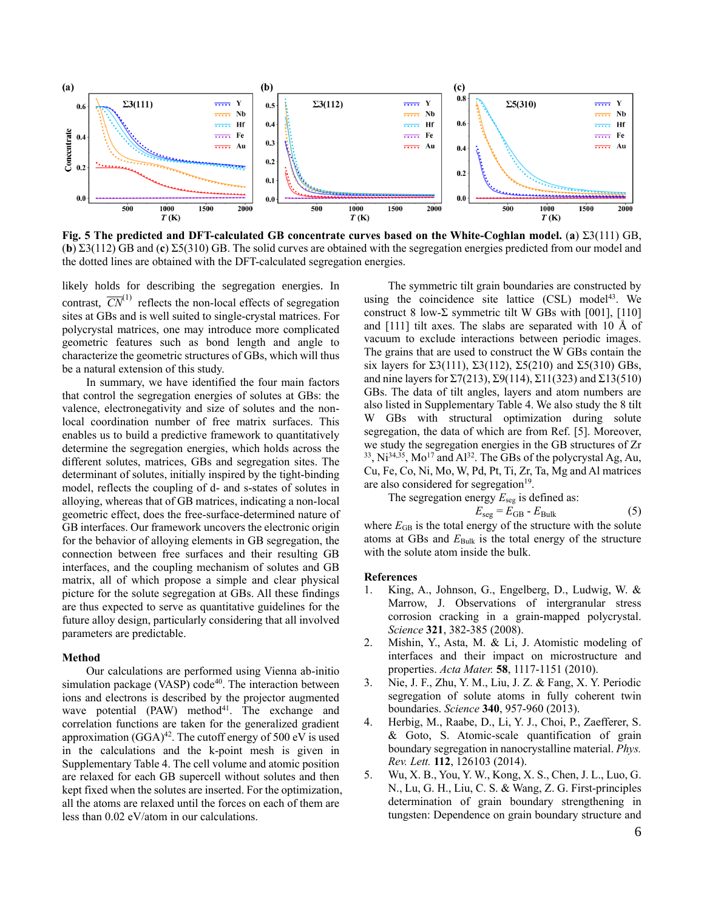**Fig. 5 The predicted and DFT-calculated GB concentrate curves based on the White-Coghlan model.** (**a**) Σ3(111) GB, (**b**) Σ3(112) GB and (**c**) Σ5(310) GB. The solid curves are obtained with the segregation energies predicted from our model and the dotted lines are obtained with the DFT-calculated segregation energies.

likely holds for describing the segregation energies. In contrast, $\overline{CN}^{(1)}$ reflects the non-local effects of segregation sites at GBs and is well suited to single-crystal matrices. For polycrystal matrices, one may introduce more complicated geometric features such as bond length and angle to characterize the geometric structures of GBs, which will thus be a natural extension of this study.

In summary, we have identified the four main factors that control the segregation energies of solutes at GBs: the valence, electronegativity and size of solutes and the non-local coordination number of free matrix surfaces. This enables us to build a predictive framework to quantitatively determine the segregation energies, which holds across the different solutes, matrices, GBs and segregation sites. The determinant of solutes, initially inspired by the tight-binding model, reflects the coupling of d- and s-states of solutes in alloying, whereas that of GB matrices, indicating a non-local geometric effect, does the free-surface-determined nature of GB interfaces. Our framework uncovers the electronic origin for the behavior of alloying elements in GB segregation, the connection between free surfaces and their resulting GB interfaces, and the coupling mechanism of solutes and GB matrix, all of which propose a simple and clear physical picture for the solute segregation at GBs. All these findings are thus expected to serve as quantitative guidelines for the future alloy design, particularly considering that all involved parameters are predictable.

## Method

Our calculations are performed using Vienna ab-initio simulation package (VASP) code[40]. The interaction between ions and electrons is described by the projector augmented wave potential (PAW) method[41]. The exchange and correlation functions are taken for the generalized gradient approximation (GGA)[42]. The cutoff energy of 500 eV is used in the calculations and the k-point mesh is given in Supplementary Table 4. The cell volume and atomic position are relaxed for each GB supercell without solutes and then kept fixed when the solutes are inserted. For the optimization, all the atoms are relaxed until the forces on each of them are less than 0.02 eV/atom in our calculations.

The symmetric tilt grain boundaries are constructed by using the coincidence site lattice (CSL) model[43]. We construct 8 low-Σ symmetric tilt W GBs with [001], [110] and [111] tilt axes. The slabs are separated with 10 Å of vacuum to exclude interactions between periodic images. The grains that are used to construct the W GBs contain the six layers for Σ3(111), Σ3(112), Σ5(210) and Σ5(310) GBs, and nine layers for Σ7(213), Σ9(114), Σ11(323) and Σ13(510) GBs. The data of tilt angles, layers and atom numbers are also listed in Supplementary Table 4. We also study the 8 tilt W GBs with structural optimization during solute segregation, the data of which are from Ref. [5]. Moreover, we study the segregation energies in the GB structures of Zr[33], Ni[34,35], Mo[17] and Al[32]. The GBs of the polycrystal Ag, Au, Cu, Fe, Co, Ni, Mo, W, Pd, Pt, Ti, Zr, Ta, Mg and Al matrices are also considered for segregation[19].

The segregation energy $E_{\mathrm{seg}}$ is defined as:

$$E_{\mathrm{seg}} = E_{\mathrm{GB}} - E_{\mathrm{Bulk}} \tag{5}$$

where $E_{\mathrm{GB}}$ is the total energy of the structure with the solute atoms at GBs and $E_{\mathrm{Bulk}}$ is the total energy of the structure with the solute atom inside the bulk.

## References

1. King, A., Johnson, G., Engelberg, D., Ludwig, W. & Marrow, J. Observations of intergranular stress corrosion cracking in a grain-mapped polycrystal. *Science* **321**, 382-385 (2008).
2. Mishin, Y., Asta, M. & Li, J. Atomistic modeling of interfaces and their impact on microstructure and properties. *Acta Mater.* **58**, 1117-1151 (2010).
3. Nie, J. F., Zhu, Y. M., Liu, J. Z. & Fang, X. Y. Periodic segregation of solute atoms in fully coherent twin boundaries. *Science* **340**, 957-960 (2013).
4. Herbig, M., Raabe, D., Li, Y. J., Choi, P., Zaefferer, S. & Goto, S. Atomic-scale quantification of grain boundary segregation in nanocrystalline material. *Phys. Rev. Lett.* **112**, 126103 (2014).
5. Wu, X. B., You, Y. W., Kong, X. S., Chen, J. L., Luo, G. N., Lu, G. H., Liu, C. S. & Wang, Z. G. First-principles determination of grain boundary strengthening in tungsten: Dependence on grain boundary structure and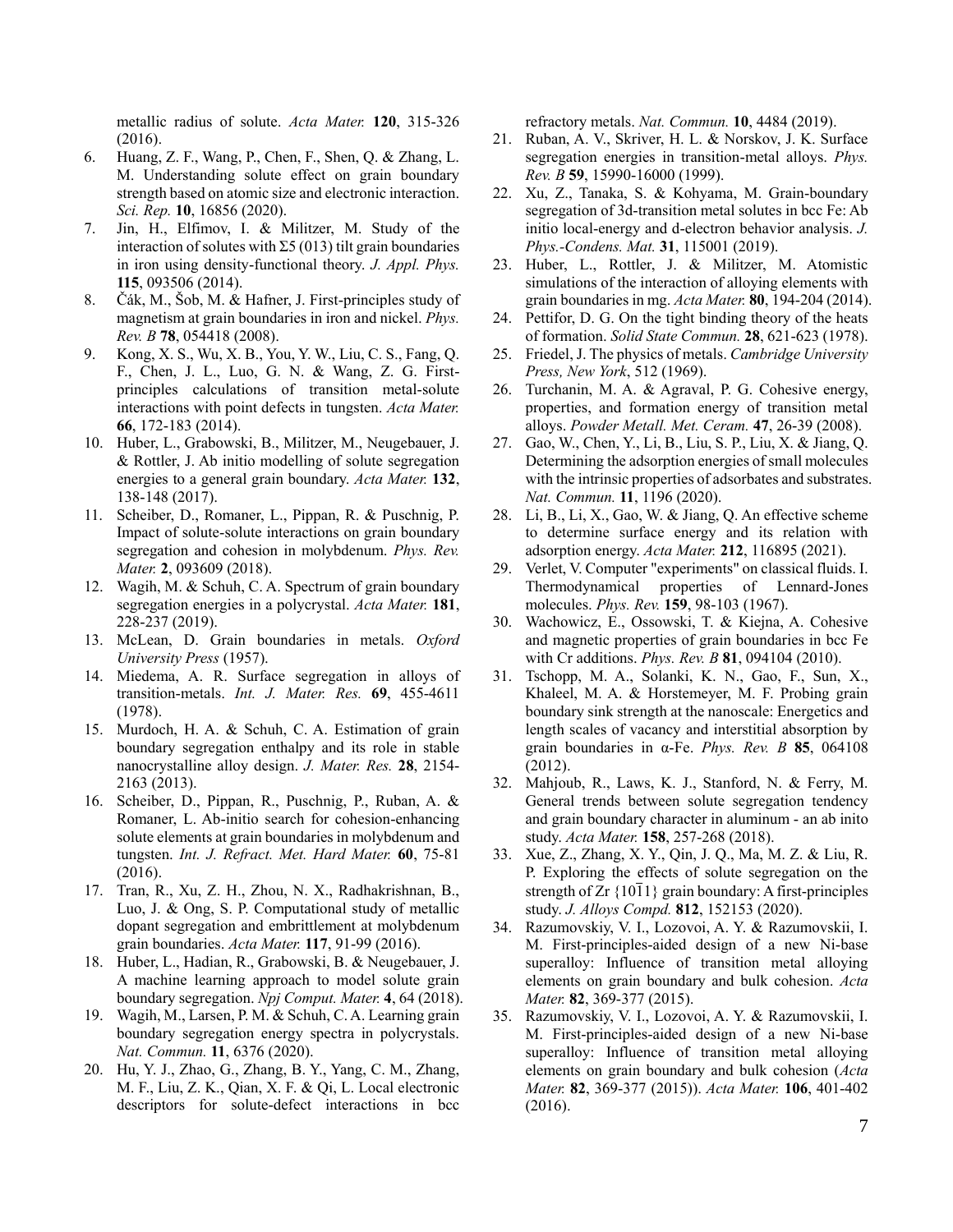metallic radius of solute. *Acta Mater.* **120**, 315-326 (2016).

6. Huang, Z. F., Wang, P., Chen, F., Shen, Q. & Zhang, L. M. Understanding solute effect on grain boundary strength based on atomic size and electronic interaction. *Sci. Rep.* **10**, 16856 (2020).
7. Jin, H., Elfimov, I. & Militzer, M. Study of the interaction of solutes with Σ5 (013) tilt grain boundaries in iron using density-functional theory. *J. Appl. Phys.* **115**, 093506 (2014).
8. Čák, M., Šob, M. & Hafner, J. First-principles study of magnetism at grain boundaries in iron and nickel. *Phys. Rev. B* **78**, 054418 (2008).
9. Kong, X. S., Wu, X. B., You, Y. W., Liu, C. S., Fang, Q. F., Chen, J. L., Luo, G. N. & Wang, Z. G. First-principles calculations of transition metal-solute interactions with point defects in tungsten. *Acta Mater.* **66**, 172-183 (2014).
10. Huber, L., Grabowski, B., Militzer, M., Neugebauer, J. & Rottler, J. Ab initio modelling of solute segregation energies to a general grain boundary. *Acta Mater.* **132**, 138-148 (2017).
11. Scheiber, D., Romaner, L., Pippan, R. & Puschnig, P. Impact of solute-solute interactions on grain boundary segregation and cohesion in molybdenum. *Phys. Rev. Mater.* **2**, 093609 (2018).
12. Wagih, M. & Schuh, C. A. Spectrum of grain boundary segregation energies in a polycrystal. *Acta Mater.* **181**, 228-237 (2019).
13. McLean, D. Grain boundaries in metals. *Oxford University Press* (1957).
14. Miedema, A. R. Surface segregation in alloys of transition-metals. *Int. J. Mater. Res.* **69**, 455-4611 (1978).
15. Murdoch, H. A. & Schuh, C. A. Estimation of grain boundary segregation enthalpy and its role in stable nanocrystalline alloy design. *J. Mater. Res.* **28**, 2154-2163 (2013).
16. Scheiber, D., Pippan, R., Puschnig, P., Ruban, A. & Romaner, L. Ab-initio search for cohesion-enhancing solute elements at grain boundaries in molybdenum and tungsten. *Int. J. Refract. Met. Hard Mater.* **60**, 75-81 (2016).
17. Tran, R., Xu, Z. H., Zhou, N. X., Radhakrishnan, B., Luo, J. & Ong, S. P. Computational study of metallic dopant segregation and embrittlement at molybdenum grain boundaries. *Acta Mater.* **117**, 91-99 (2016).
18. Huber, L., Hadian, R., Grabowski, B. & Neugebauer, J. A machine learning approach to model solute grain boundary segregation. *Npj Comput. Mater.* **4**, 64 (2018).
19. Wagih, M., Larsen, P. M. & Schuh, C. A. Learning grain boundary segregation energy spectra in polycrystals. *Nat. Commun.* **11**, 6376 (2020).
20. Hu, Y. J., Zhao, G., Zhang, B. Y., Yang, C. M., Zhang, M. F., Liu, Z. K., Qian, X. F. & Qi, L. Local electronic descriptors for solute-defect interactions in bcc refractory metals. *Nat. Commun.* **10**, 4484 (2019).
21. Ruban, A. V., Skriver, H. L. & Norskov, J. K. Surface segregation energies in transition-metal alloys. *Phys. Rev. B* **59**, 15990-16000 (1999).
22. Xu, Z., Tanaka, S. & Kohyama, M. Grain-boundary segregation of 3d-transition metal solutes in bcc Fe: Ab initio local-energy and d-electron behavior analysis. *J. Phys.-Condens. Mat.* **31**, 115001 (2019).
23. Huber, L., Rottler, J. & Militzer, M. Atomistic simulations of the interaction of alloying elements with grain boundaries in mg. *Acta Mater.* **80**, 194-204 (2014).
24. Pettifor, D. G. On the tight binding theory of the heats of formation. *Solid State Commun.* **28**, 621-623 (1978).
25. Friedel, J. The physics of metals. *Cambridge University Press, New York*, 512 (1969).
26. Turchanin, M. A. & Agraval, P. G. Cohesive energy, properties, and formation energy of transition metal alloys. *Powder Metall. Met. Ceram.* **47**, 26-39 (2008).
27. Gao, W., Chen, Y., Li, B., Liu, S. P., Liu, X. & Jiang, Q. Determining the adsorption energies of small molecules with the intrinsic properties of adsorbates and substrates. *Nat. Commun.* **11**, 1196 (2020).
28. Li, B., Li, X., Gao, W. & Jiang, Q. An effective scheme to determine surface energy and its relation with adsorption energy. *Acta Mater.* **212**, 116895 (2021).
29. Verlet, V. Computer "experiments" on classical fluids. I. Thermodynamical properties of Lennard-Jones molecules. *Phys. Rev.* **159**, 98-103 (1967).
30. Wachowicz, E., Ossowski, T. & Kiejna, A. Cohesive and magnetic properties of grain boundaries in bcc Fe with Cr additions. *Phys. Rev. B* **81**, 094104 (2010).
31. Tschopp, M. A., Solanki, K. N., Gao, F., Sun, X., Khaleel, M. A. & Horstemeyer, M. F. Probing grain boundary sink strength at the nanoscale: Energetics and length scales of vacancy and interstitial absorption by grain boundaries in α-Fe. *Phys. Rev. B* **85**, 064108 (2012).
32. Mahjoub, R., Laws, K. J., Stanford, N. & Ferry, M. General trends between solute segregation tendency and grain boundary character in aluminum - an ab inito study. *Acta Mater.* **158**, 257-268 (2018).
33. Xue, Z., Zhang, X. Y., Qin, J. Q., Ma, M. Z. & Liu, R. P. Exploring the effects of solute segregation on the strength of Zr $\{10\bar{1}1\}$ grain boundary: A first-principles study. *J. Alloys Compd.* **812**, 152153 (2020).
34. Razumovskiy, V. I., Lozovoi, A. Y. & Razumovskii, I. M. First-principles-aided design of a new Ni-base superalloy: Influence of transition metal alloying elements on grain boundary and bulk cohesion. *Acta Mater.* **82**, 369-377 (2015).
35. Razumovskiy, V. I., Lozovoi, A. Y. & Razumovskii, I. M. First-principles-aided design of a new Ni-base superalloy: Influence of transition metal alloying elements on grain boundary and bulk cohesion (*Acta Mater.* **82**, 369-377 (2015)). *Acta Mater.* **106**, 401-402 (2016).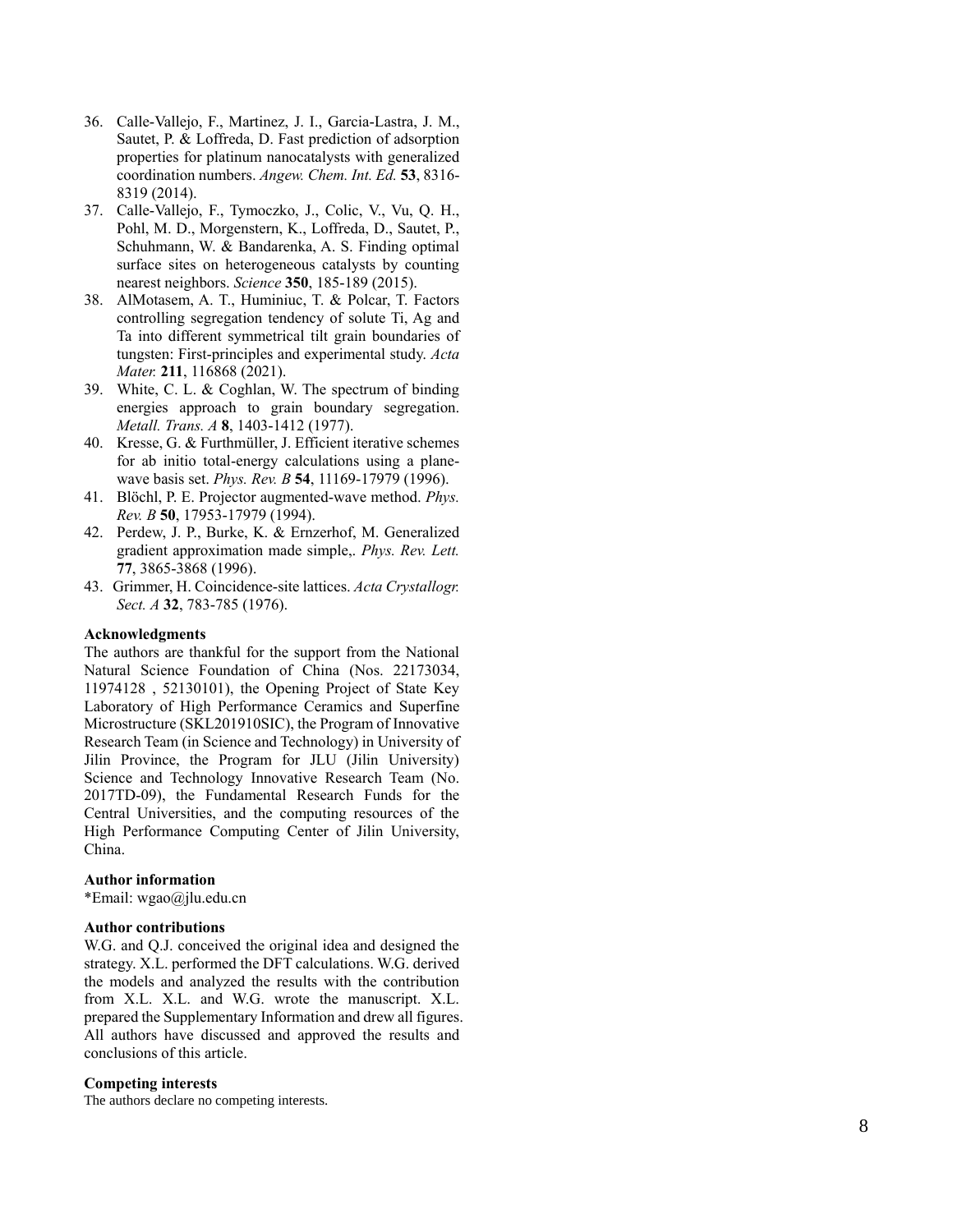36. Calle-Vallejo, F., Martinez, J. I., Garcia-Lastra, J. M., Sautet, P. & Loffreda, D. Fast prediction of adsorption properties for platinum nanocatalysts with generalized coordination numbers. *Angew. Chem. Int. Ed.* **53**, 8316-8319 (2014).
37. Calle-Vallejo, F., Tymoczko, J., Colic, V., Vu, Q. H., Pohl, M. D., Morgenstern, K., Loffreda, D., Sautet, P., Schuhmann, W. & Bandarenka, A. S. Finding optimal surface sites on heterogeneous catalysts by counting nearest neighbors. *Science* **350**, 185-189 (2015).
38. AlMotasem, A. T., Huminiuc, T. & Polcar, T. Factors controlling segregation tendency of solute Ti, Ag and Ta into different symmetrical tilt grain boundaries of tungsten: First-principles and experimental study. *Acta Mater.* **211**, 116868 (2021).
39. White, C. L. & Coghlan, W. The spectrum of binding energies approach to grain boundary segregation. *Metall. Trans. A* **8**, 1403-1412 (1977).
40. Kresse, G. & Furthmüller, J. Efficient iterative schemes for ab initio total-energy calculations using a plane-wave basis set. *Phys. Rev. B* **54**, 11169-17979 (1996).
41. Blöchl, P. E. Projector augmented-wave method. *Phys. Rev. B* **50**, 17953-17979 (1994).
42. Perdew, J. P., Burke, K. & Ernzerhof, M. Generalized gradient approximation made simple,. *Phys. Rev. Lett.* **77**, 3865-3868 (1996).
43. Grimmer, H. Coincidence-site lattices. *Acta Crystallogr. Sect. A* **32**, 783-785 (1976).

**Acknowledgments**

The authors are thankful for the support from the National Natural Science Foundation of China (Nos. 22173034, 11974128 , 52130101), the Opening Project of State Key Laboratory of High Performance Ceramics and Superfine Microstructure (SKL201910SIC), the Program of Innovative Research Team (in Science and Technology) in University of Jilin Province, the Program for JLU (Jilin University) Science and Technology Innovative Research Team (No. 2017TD-09), the Fundamental Research Funds for the Central Universities, and the computing resources of the High Performance Computing Center of Jilin University, China.

**Author information**

*Email: wgao@jlu.edu.cn

**Author contributions**

W.G. and Q.J. conceived the original idea and designed the strategy. X.L. performed the DFT calculations. W.G. derived the models and analyzed the results with the contribution from X.L. X.L. and W.G. wrote the manuscript. X.L. prepared the Supplementary Information and drew all figures. All authors have discussed and approved the results and conclusions of this article.

**Competing interests**

The authors declare no competing interests.